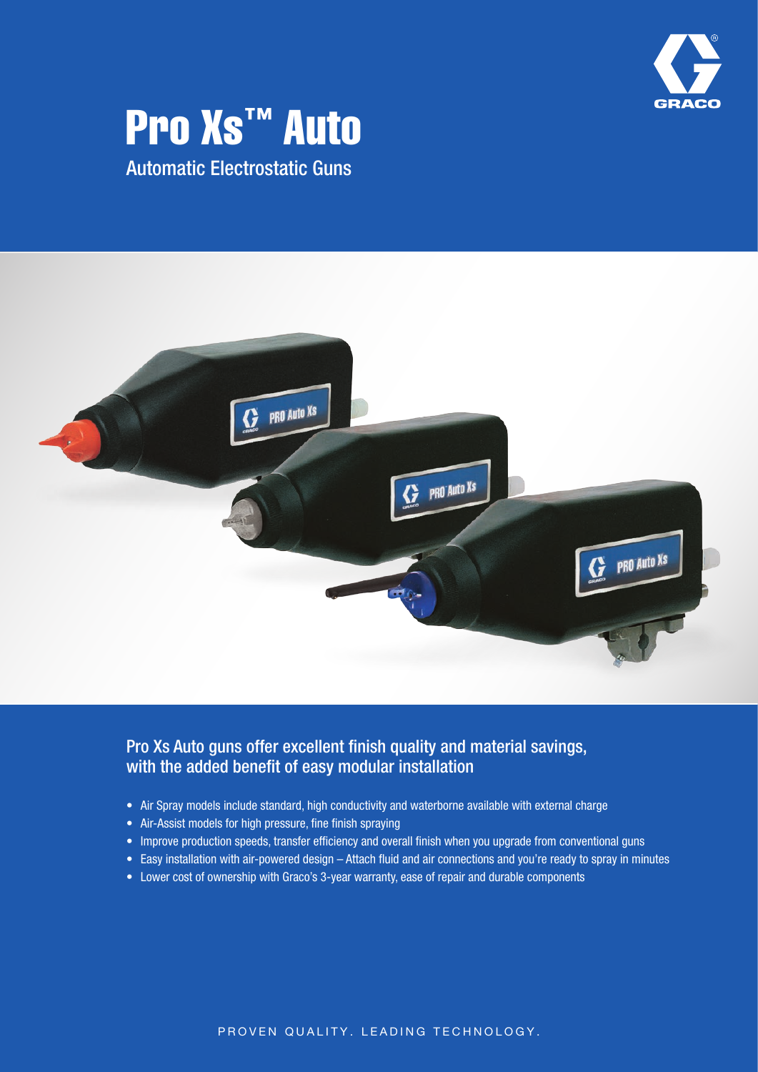# Pro Xs™ Auto

## Automatic Electrostatic Guns

### Pro Xs Auto guns offer excellent finish quality and material savings, with the added benefit of easy modular installation

- Air Spray models include standard, high conductivity and waterborne available with external charge
- Air-Assist models for high pressure, fine finish spraying
- Improve production speeds, transfer efficiency and overall finish when you upgrade from conventional guns
- Easy installation with air-powered design – Attach fluid and air connections and you're ready to spray in minutes
- Lower cost of ownership with Graco's 3-year warranty, ease of repair and durable components

PROVEN QUALITY. LEADING TECHNOLOGY.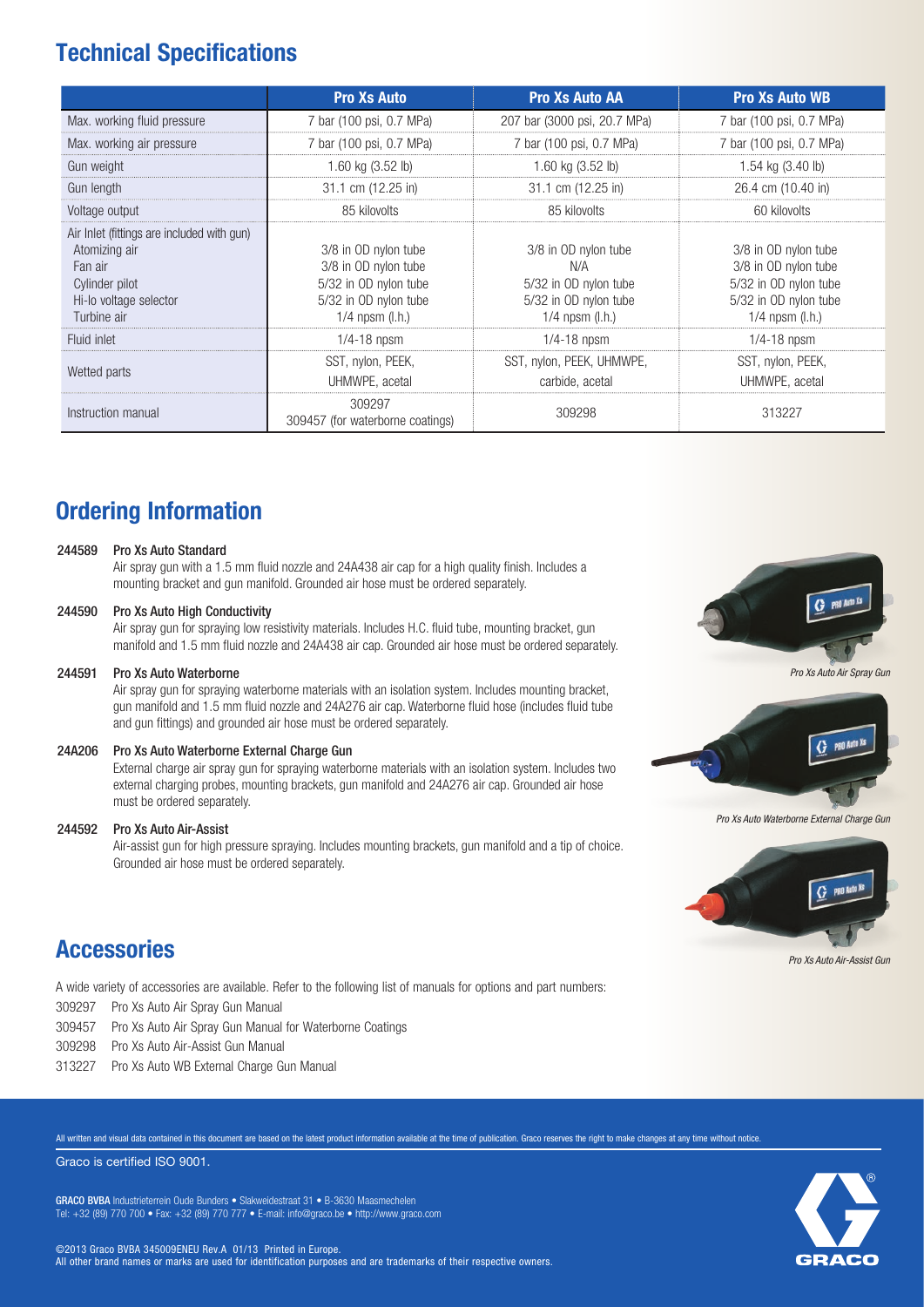## Technical Specifications

| | Pro Xs Auto | Pro Xs Auto AA | Pro Xs Auto WB |
|---|---|---|---|
| Max. working fluid pressure | 7 bar (100 psi, 0.7 MPa) | 207 bar (3000 psi, 20.7 MPa) | 7 bar (100 psi, 0.7 MPa) |
| Max. working air pressure | 7 bar (100 psi, 0.7 MPa) | 7 bar (100 psi, 0.7 MPa) | 7 bar (100 psi, 0.7 MPa) |
| Gun weight | 1.60 kg (3.52 lb) | 1.60 kg (3.52 lb) | 1.54 kg (3.40 lb) |
| Gun length | 31.1 cm (12.25 in) | 31.1 cm (12.25 in) | 26.4 cm (10.40 in) |
| Voltage output | 85 kilovolts | 85 kilovolts | 60 kilovolts |
| Air Inlet (fittings are included with gun)<br>Atomizing air<br>Fan air<br>Cylinder pilot<br>Hi-lo voltage selector<br>Turbine air | <br>3/8 in OD nylon tube<br>3/8 in OD nylon tube<br>5/32 in OD nylon tube<br>5/32 in OD nylon tube<br>1/4 npsm (l.h.) | <br>3/8 in OD nylon tube<br>N/A<br>5/32 in OD nylon tube<br>5/32 in OD nylon tube<br>1/4 npsm (l.h.) | <br>3/8 in OD nylon tube<br>3/8 in OD nylon tube<br>5/32 in OD nylon tube<br>5/32 in OD nylon tube<br>1/4 npsm (l.h.) |
| Fluid inlet | 1/4-18 npsm | 1/4-18 npsm | 1/4-18 npsm |
| Wetted parts | SST, nylon, PEEK, UHMWPE, acetal | SST, nylon, PEEK, UHMWPE, carbide, acetal | SST, nylon, PEEK, UHMWPE, acetal |
| Instruction manual | 309297<br>309457 (for waterborne coatings) | 309298 | 313227 |

## Ordering Information

**244589 Pro Xs Auto Standard**
Air spray gun with a 1.5 mm fluid nozzle and 24A438 air cap for a high quality finish. Includes a mounting bracket and gun manifold. Grounded air hose must be ordered separately.

**244590 Pro Xs Auto High Conductivity**
Air spray gun for spraying low resistivity materials. Includes H.C. fluid tube, mounting bracket, gun manifold and 1.5 mm fluid nozzle and 24A438 air cap. Grounded air hose must be ordered separately.

**244591 Pro Xs Auto Waterborne**
Air spray gun for spraying waterborne materials with an isolation system. Includes mounting bracket, gun manifold and 1.5 mm fluid nozzle and 24A276 air cap. Waterborne fluid hose (includes fluid tube and gun fittings) and grounded air hose must be ordered separately.

**24A206 Pro Xs Auto Waterborne External Charge Gun**
External charge air spray gun for spraying waterborne materials with an isolation system. Includes two external charging probes, mounting brackets, gun manifold and 24A276 air cap. Grounded air hose must be ordered separately.

**244592 Pro Xs Auto Air-Assist**
Air-assist gun for high pressure spraying. Includes mounting brackets, gun manifold and a tip of choice. Grounded air hose must be ordered separately.

*Pro Xs Auto Air Spray Gun*

*Pro Xs Auto Waterborne External Charge Gun*

*Pro Xs Auto Air-Assist Gun*

## Accessories

A wide variety of accessories are available. Refer to the following list of manuals for options and part numbers:

309297 Pro Xs Auto Air Spray Gun Manual
309457 Pro Xs Auto Air Spray Gun Manual for Waterborne Coatings
309298 Pro Xs Auto Air-Assist Gun Manual
313227 Pro Xs Auto WB External Charge Gun Manual

All written and visual data contained in this document are based on the latest product information available at the time of publication. Graco reserves the right to make changes at any time without notice.

Graco is certified ISO 9001.

**GRACO BVBA** Industrieterrein Oude Bunders • Slakweidestraat 31 • B-3630 Maasmechelen
Tel: +32 (89) 770 700 • Fax: +32 (89) 770 777 • E-mail: info@graco.be • http://www.graco.com

©2013 Graco BVBA 345009ENEU Rev.A 01/13 Printed in Europe.
All other brand names or marks are used for identification purposes and are trademarks of their respective owners.